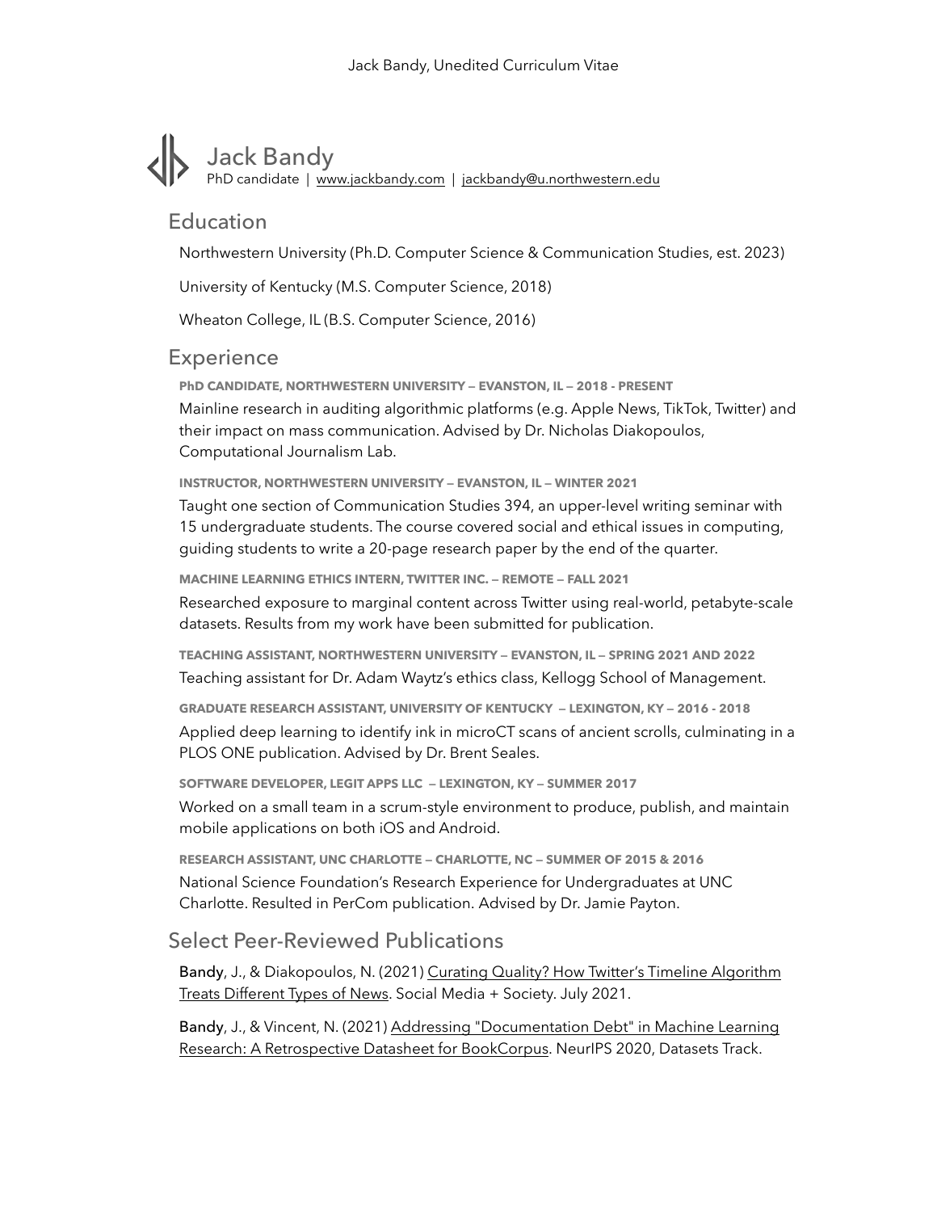# Jack Bandy

PhD candidate | [www.jackbandy.com](http://www.jackbandy.com) | [jackbandy@u.northwestern.edu](mailto:jackbandy@u.northwestern.edu)

## Education

Northwestern University (Ph.D. Computer Science & Communication Studies, est. 2023)

University of Kentucky (M.S. Computer Science, 2018)

Wheaton College, IL (B.S. Computer Science, 2016)

## Experience

**PHD CANDIDATE, NORTHWESTERN UNIVERSITY — EVANSTON, IL — 2018 - PRESENT**

Mainline research in auditing algorithmic platforms (e.g. Apple News, TikTok, Twitter) and their impact on mass communication. Advised by Dr. Nicholas Diakopoulos, Computational Journalism Lab.

**INSTRUCTOR, NORTHWESTERN UNIVERSITY — EVANSTON, IL — WINTER 2021**

Taught one section of Communication Studies 394, an upper-level writing seminar with 15 undergraduate students. The course covered social and ethical issues in computing, guiding students to write a 20-page research paper by the end of the quarter.

**MACHINE LEARNING ETHICS INTERN, TWITTER INC. — REMOTE — FALL 2021**

Researched exposure to marginal content across Twitter using real-world, petabyte-scale datasets. Results from my work have been submitted for publication.

**TEACHING ASSISTANT, NORTHWESTERN UNIVERSITY — EVANSTON, IL — SPRING 2021 AND 2022**

Teaching assistant for Dr. Adam Waytz's ethics class, Kellogg School of Management.

**GRADUATE RESEARCH ASSISTANT, UNIVERSITY OF KENTUCKY — LEXINGTON, KY — 2016 - 2018**

Applied deep learning to identify ink in microCT scans of ancient scrolls, culminating in a PLOS ONE publication. Advised by Dr. Brent Seales.

**SOFTWARE DEVELOPER, LEGIT APPS LLC — LEXINGTON, KY — SUMMER 2017**

Worked on a small team in a scrum-style environment to produce, publish, and maintain mobile applications on both iOS and Android.

**RESEARCH ASSISTANT, UNC CHARLOTTE — CHARLOTTE, NC — SUMMER OF 2015 & 2016**

National Science Foundation's Research Experience for Undergraduates at UNC Charlotte. Resulted in PerCom publication. Advised by Dr. Jamie Payton.

## Select Peer-Reviewed Publications

**Bandy**, J., & Diakopoulos, N. (2021) Curating Quality? How Twitter's Timeline Algorithm Treats Different Types of News. Social Media + Society. July 2021.

**Bandy**, J., & Vincent, N. (2021) Addressing "Documentation Debt" in Machine Learning Research: A Retrospective Datasheet for BookCorpus. NeurIPS 2020, Datasets Track.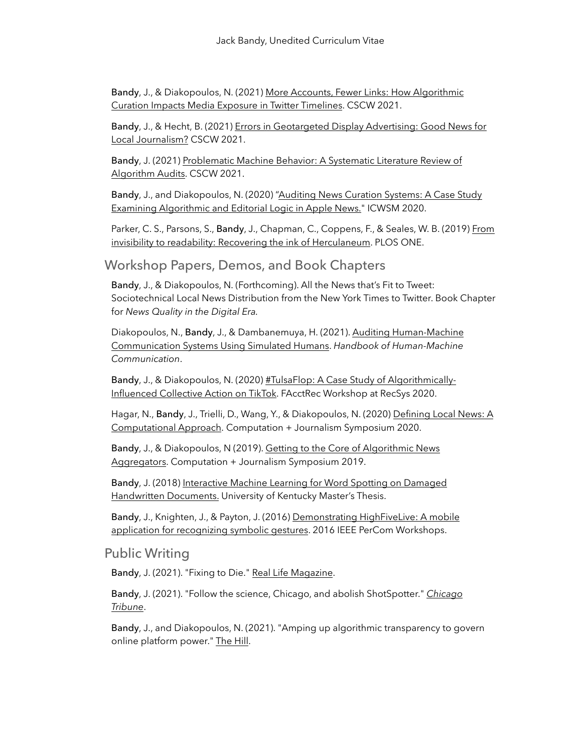Bandy, J., & Diakopoulos, N. (2021) More Accounts, Fewer Links: How Algorithmic Curation Impacts Media Exposure in Twitter Timelines. CSCW 2021.

Bandy, J., & Hecht, B. (2021) Errors in Geotargeted Display Advertising: Good News for Local Journalism? CSCW 2021.

Bandy, J. (2021) Problematic Machine Behavior: A Systematic Literature Review of Algorithm Audits. CSCW 2021.

Bandy, J., and Diakopoulos, N. (2020) "Auditing News Curation Systems: A Case Study Examining Algorithmic and Editorial Logic in Apple News." ICWSM 2020.

Parker, C. S., Parsons, S., Bandy, J., Chapman, C., Coppens, F., & Seales, W. B. (2019) From invisibility to readability: Recovering the ink of Herculaneum. PLOS ONE.

## Workshop Papers, Demos, and Book Chapters

Bandy, J., & Diakopoulos, N. (Forthcoming). All the News that's Fit to Tweet: Sociotechnical Local News Distribution from the New York Times to Twitter. Book Chapter for *News Quality in the Digital Era.*

Diakopoulos, N., Bandy, J., & Dambanemuya, H. (2021). Auditing Human-Machine Communication Systems Using Simulated Humans. *Handbook of Human-Machine Communication*.

Bandy, J., & Diakopoulos, N. (2020) #TulsaFlop: A Case Study of Algorithmically-Influenced Collective Action on TikTok. FAcctRec Workshop at RecSys 2020.

Hagar, N., Bandy, J., Trielli, D., Wang, Y., & Diakopoulos, N. (2020) Defining Local News: A Computational Approach. Computation + Journalism Symposium 2020.

Bandy, J., & Diakopoulos, N (2019). Getting to the Core of Algorithmic News Aggregators. Computation + Journalism Symposium 2019.

Bandy, J. (2018) Interactive Machine Learning for Word Spotting on Damaged Handwritten Documents. University of Kentucky Master's Thesis.

Bandy, J., Knighten, J., & Payton, J. (2016) Demonstrating HighFiveLive: A mobile application for recognizing symbolic gestures. 2016 IEEE PerCom Workshops.

## Public Writing

Bandy, J. (2021). "Fixing to Die." Real Life Magazine.

Bandy, J. (2021). "Follow the science, Chicago, and abolish ShotSpotter." *Chicago Tribune*.

Bandy, J., and Diakopoulos, N. (2021). "Amping up algorithmic transparency to govern online platform power." The Hill.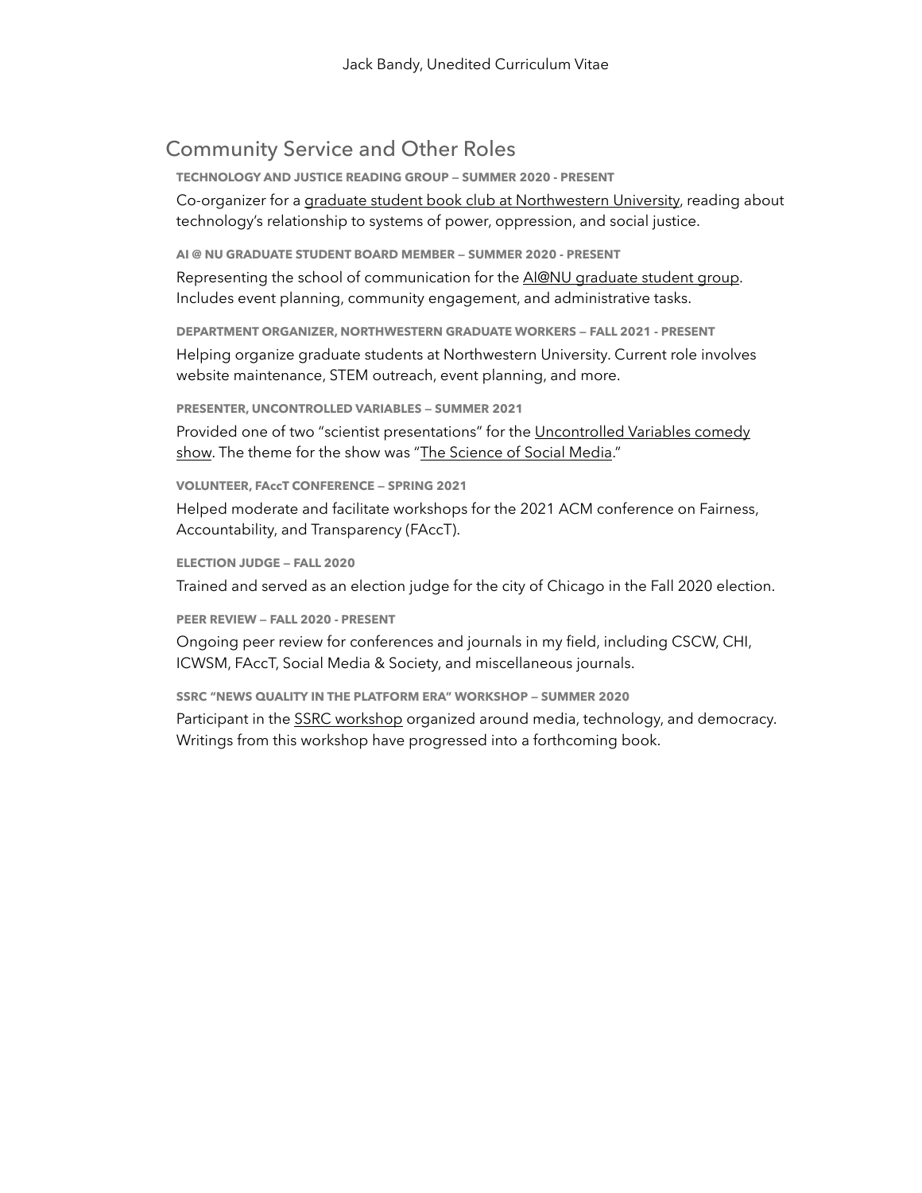## Community Service and Other Roles

**TECHNOLOGY AND JUSTICE READING GROUP — SUMMER 2020 - PRESENT**

Co-organizer for a graduate student book club at Northwestern University, reading about technology's relationship to systems of power, oppression, and social justice.

**AI @ NU GRADUATE STUDENT BOARD MEMBER — SUMMER 2020 - PRESENT**

Representing the school of communication for the AI@NU graduate student group. Includes event planning, community engagement, and administrative tasks.

**DEPARTMENT ORGANIZER, NORTHWESTERN GRADUATE WORKERS — FALL 2021 - PRESENT**

Helping organize graduate students at Northwestern University. Current role involves website maintenance, STEM outreach, event planning, and more.

**PRESENTER, UNCONTROLLED VARIABLES — SUMMER 2021**

Provided one of two "scientist presentations" for the Uncontrolled Variables comedy show. The theme for the show was "The Science of Social Media."

**VOLUNTEER, FAccT CONFERENCE — SPRING 2021**

Helped moderate and facilitate workshops for the 2021 ACM conference on Fairness, Accountability, and Transparency (FAccT).

**ELECTION JUDGE — FALL 2020**

Trained and served as an election judge for the city of Chicago in the Fall 2020 election.

**PEER REVIEW — FALL 2020 - PRESENT**

Ongoing peer review for conferences and journals in my field, including CSCW, CHI, ICWSM, FAccT, Social Media & Society, and miscellaneous journals.

**SSRC "NEWS QUALITY IN THE PLATFORM ERA" WORKSHOP — SUMMER 2020**

Participant in the SSRC workshop organized around media, technology, and democracy. Writings from this workshop have progressed into a forthcoming book.